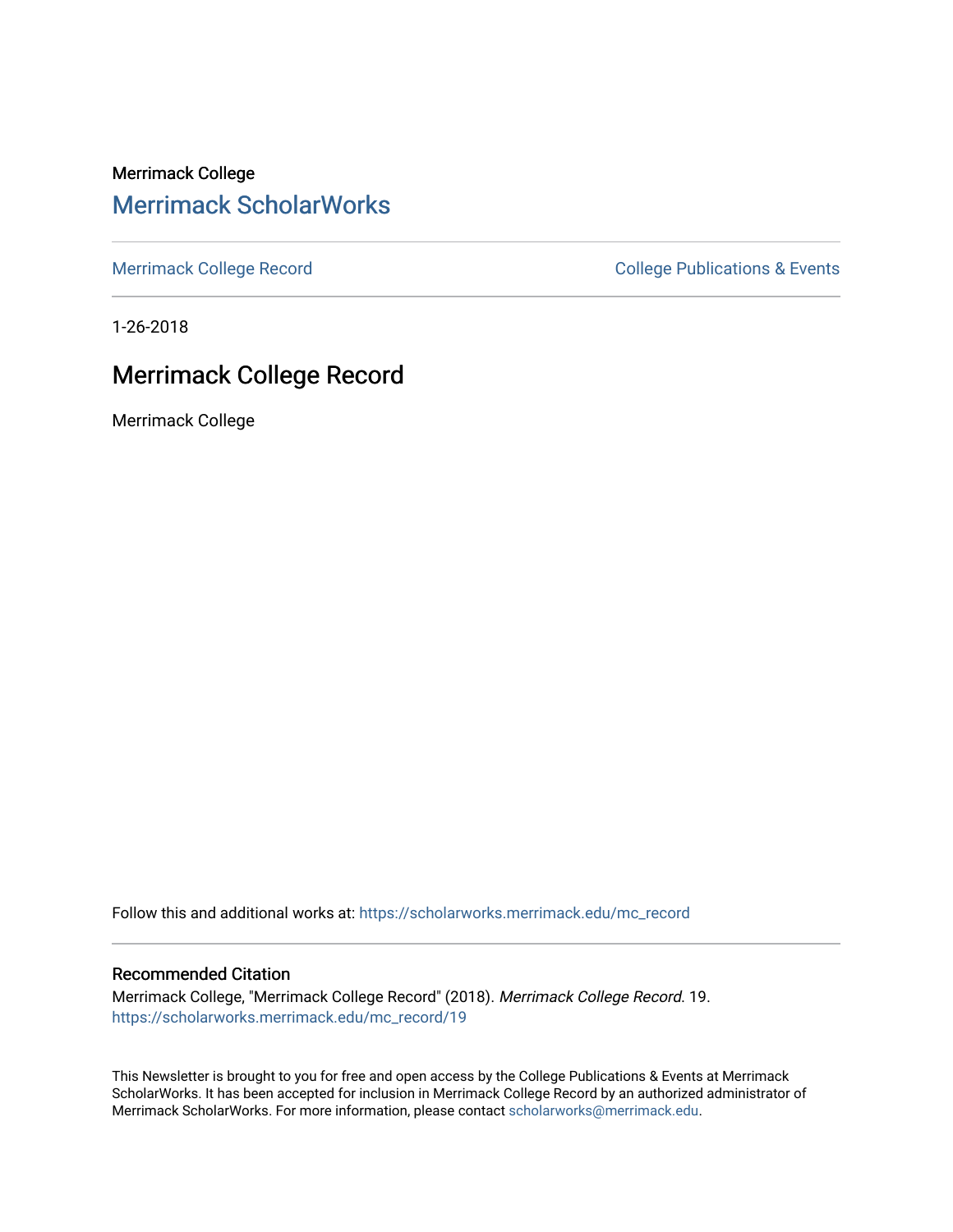Merrimack College

# Merrimack ScholarWorks

Merrimack College Record

College Publications & Events

1-26-2018

## Merrimack College Record

Merrimack College

Follow this and additional works at: https://scholarworks.merrimack.edu/mc_record

### Recommended Citation

Merrimack College, "Merrimack College Record" (2018). *Merrimack College Record*. 19.
https://scholarworks.merrimack.edu/mc_record/19

This Newsletter is brought to you for free and open access by the College Publications & Events at Merrimack ScholarWorks. It has been accepted for inclusion in Merrimack College Record by an authorized administrator of Merrimack ScholarWorks. For more information, please contact scholarworks@merrimack.edu.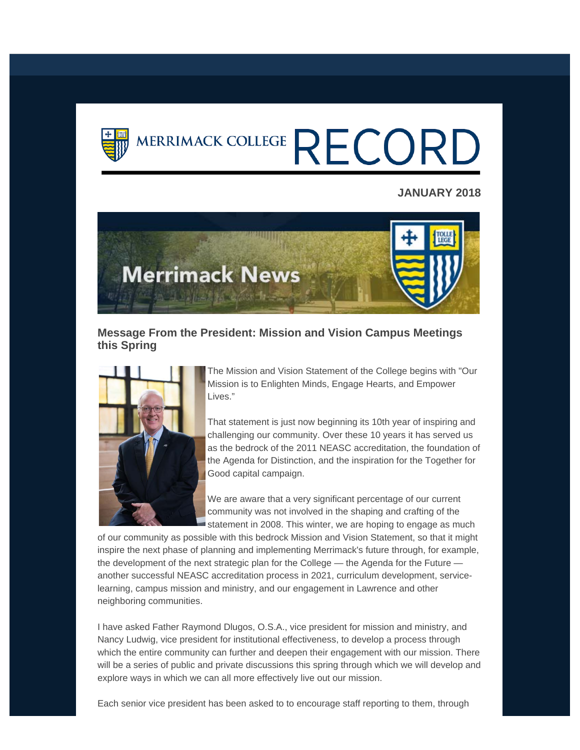# MERRIMACK COLLEGE RECORD

**JANUARY 2018**

Merrimack News

### Message From the President: Mission and Vision Campus Meetings this Spring

The Mission and Vision Statement of the College begins with "Our Mission is to Enlighten Minds, Engage Hearts, and Empower Lives."

That statement is just now beginning its 10th year of inspiring and challenging our community. Over these 10 years it has served us as the bedrock of the 2011 NEASC accreditation, the foundation of the Agenda for Distinction, and the inspiration for the Together for Good capital campaign.

We are aware that a very significant percentage of our current community was not involved in the shaping and crafting of the statement in 2008. This winter, we are hoping to engage as much of our community as possible with this bedrock Mission and Vision Statement, so that it might inspire the next phase of planning and implementing Merrimack's future through, for example, the development of the next strategic plan for the College — the Agenda for the Future — another successful NEASC accreditation process in 2021, curriculum development, service-learning, campus mission and ministry, and our engagement in Lawrence and other neighboring communities.

I have asked Father Raymond Dlugos, O.S.A., vice president for mission and ministry, and Nancy Ludwig, vice president for institutional effectiveness, to develop a process through which the entire community can further and deepen their engagement with our mission. There will be a series of public and private discussions this spring through which we will develop and explore ways in which we can all more effectively live out our mission.

Each senior vice president has been asked to to encourage staff reporting to them, through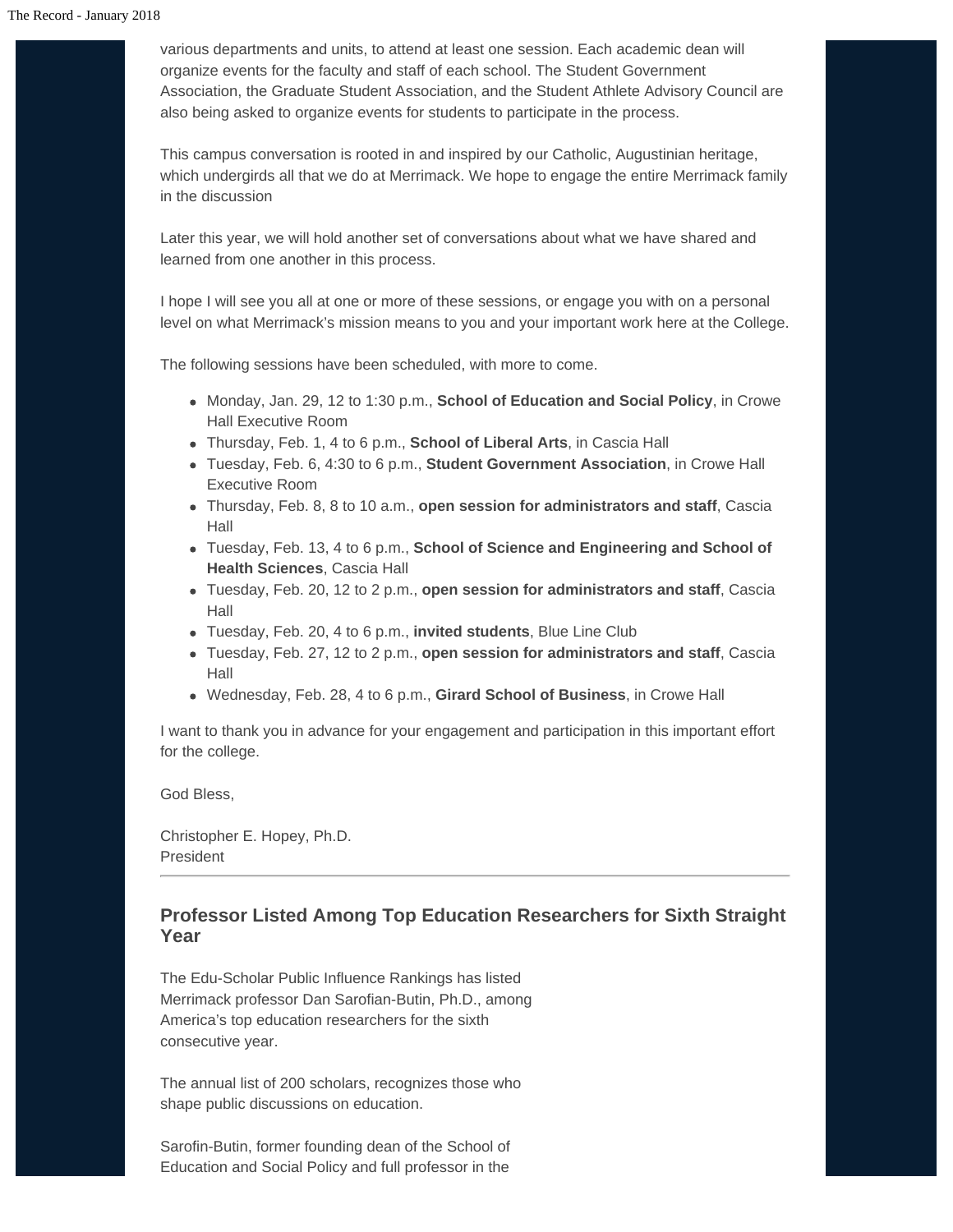various departments and units, to attend at least one session. Each academic dean will organize events for the faculty and staff of each school. The Student Government Association, the Graduate Student Association, and the Student Athlete Advisory Council are also being asked to organize events for students to participate in the process.

This campus conversation is rooted in and inspired by our Catholic, Augustinian heritage, which undergirds all that we do at Merrimack. We hope to engage the entire Merrimack family in the discussion

Later this year, we will hold another set of conversations about what we have shared and learned from one another in this process.

I hope I will see you all at one or more of these sessions, or engage you with on a personal level on what Merrimack's mission means to you and your important work here at the College.

The following sessions have been scheduled, with more to come.

- Monday, Jan. 29, 12 to 1:30 p.m., **School of Education and Social Policy**, in Crowe Hall Executive Room
- Thursday, Feb. 1, 4 to 6 p.m., **School of Liberal Arts**, in Cascia Hall
- Tuesday, Feb. 6, 4:30 to 6 p.m., **Student Government Association**, in Crowe Hall Executive Room
- Thursday, Feb. 8, 8 to 10 a.m., **open session for administrators and staff**, Cascia Hall
- Tuesday, Feb. 13, 4 to 6 p.m., **School of Science and Engineering and School of Health Sciences**, Cascia Hall
- Tuesday, Feb. 20, 12 to 2 p.m., **open session for administrators and staff**, Cascia Hall
- Tuesday, Feb. 20, 4 to 6 p.m., **invited students**, Blue Line Club
- Tuesday, Feb. 27, 12 to 2 p.m., **open session for administrators and staff**, Cascia Hall
- Wednesday, Feb. 28, 4 to 6 p.m., **Girard School of Business**, in Crowe Hall

I want to thank you in advance for your engagement and participation in this important effort for the college.

God Bless,

Christopher E. Hopey, Ph.D.
President

---

## Professor Listed Among Top Education Researchers for Sixth Straight Year

The Edu-Scholar Public Influence Rankings has listed Merrimack professor Dan Sarofian-Butin, Ph.D., among America's top education researchers for the sixth consecutive year.

The annual list of 200 scholars, recognizes those who shape public discussions on education.

Sarofin-Butin, former founding dean of the School of Education and Social Policy and full professor in the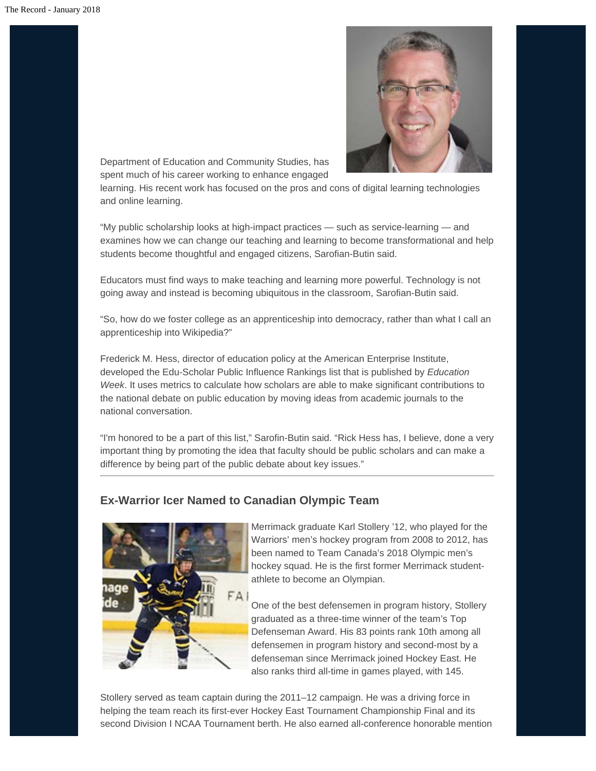Department of Education and Community Studies, has spent much of his career working to enhance engaged learning. His recent work has focused on the pros and cons of digital learning technologies and online learning.

“My public scholarship looks at high-impact practices — such as service-learning — and examines how we can change our teaching and learning to become transformational and help students become thoughtful and engaged citizens, Sarofian-Butin said.

Educators must find ways to make teaching and learning more powerful. Technology is not going away and instead is becoming ubiquitous in the classroom, Sarofian-Butin said.

“So, how do we foster college as an apprenticeship into democracy, rather than what I call an apprenticeship into Wikipedia?”

Frederick M. Hess, director of education policy at the American Enterprise Institute, developed the Edu-Scholar Public Influence Rankings list that is published by *Education Week*. It uses metrics to calculate how scholars are able to make significant contributions to the national debate on public education by moving ideas from academic journals to the national conversation.

“I'm honored to be a part of this list,” Sarofin-Butin said. “Rick Hess has, I believe, done a very important thing by promoting the idea that faculty should be public scholars and can make a difference by being part of the public debate about key issues.”

---

### Ex-Warrior Icer Named to Canadian Olympic Team

Merrimack graduate Karl Stollery ’12, who played for the Warriors’ men’s hockey program from 2008 to 2012, has been named to Team Canada’s 2018 Olympic men’s hockey squad. He is the first former Merrimack student-athlete to become an Olympian.

One of the best defensemen in program history, Stollery graduated as a three-time winner of the team’s Top Defenseman Award. His 83 points rank 10th among all defensemen in program history and second-most by a defenseman since Merrimack joined Hockey East. He also ranks third all-time in games played, with 145.

Stollery served as team captain during the 2011–12 campaign. He was a driving force in helping the team reach its first-ever Hockey East Tournament Championship Final and its second Division I NCAA Tournament berth. He also earned all-conference honorable mention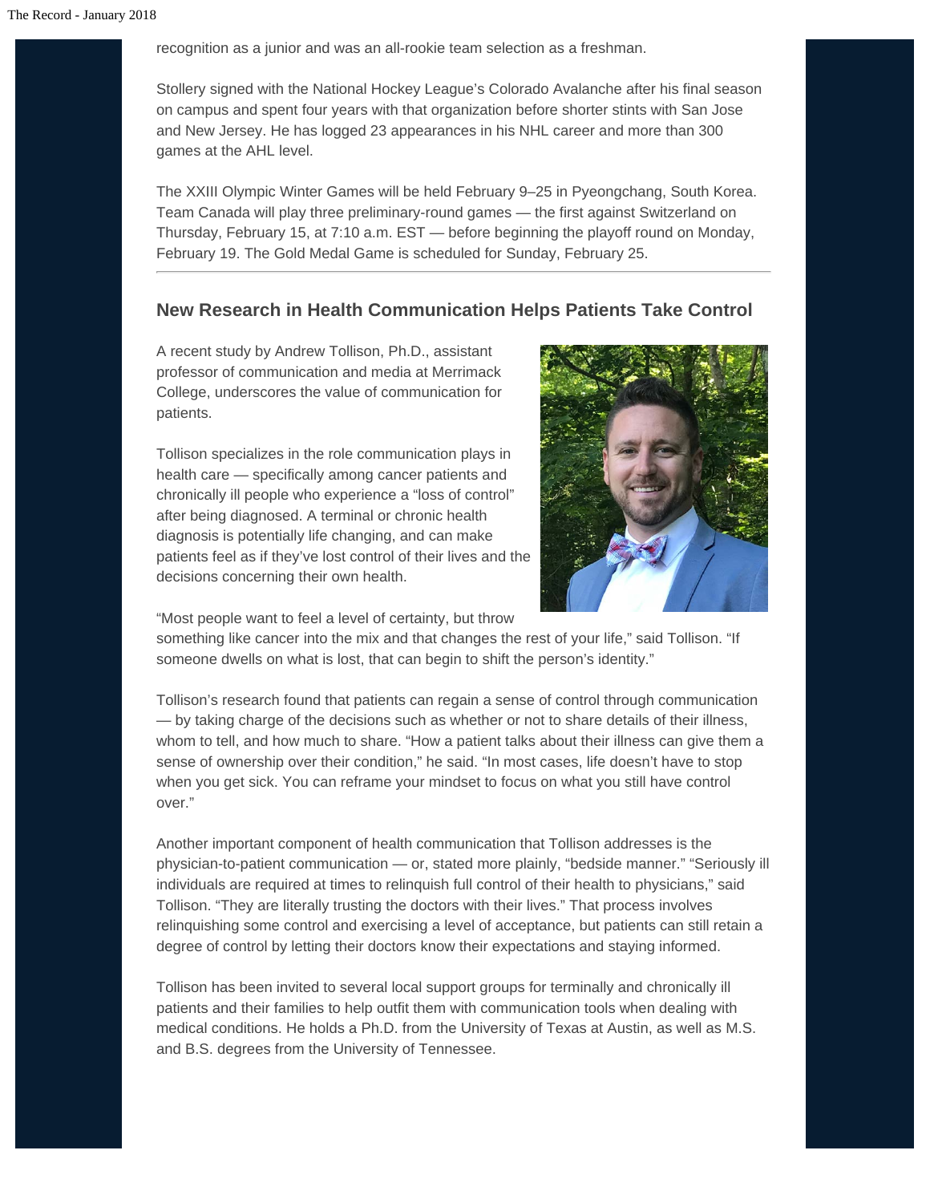recognition as a junior and was an all-rookie team selection as a freshman.

Stollery signed with the National Hockey League's Colorado Avalanche after his final season on campus and spent four years with that organization before shorter stints with San Jose and New Jersey. He has logged 23 appearances in his NHL career and more than 300 games at the AHL level.

The XXIII Olympic Winter Games will be held February 9–25 in Pyeongchang, South Korea. Team Canada will play three preliminary-round games — the first against Switzerland on Thursday, February 15, at 7:10 a.m. EST — before beginning the playoff round on Monday, February 19. The Gold Medal Game is scheduled for Sunday, February 25.

---

## New Research in Health Communication Helps Patients Take Control

A recent study by Andrew Tollison, Ph.D., assistant professor of communication and media at Merrimack College, underscores the value of communication for patients.

Tollison specializes in the role communication plays in health care — specifically among cancer patients and chronically ill people who experience a "loss of control" after being diagnosed. A terminal or chronic health diagnosis is potentially life changing, and can make patients feel as if they've lost control of their lives and the decisions concerning their own health.

"Most people want to feel a level of certainty, but throw something like cancer into the mix and that changes the rest of your life," said Tollison. "If someone dwells on what is lost, that can begin to shift the person's identity."

Tollison's research found that patients can regain a sense of control through communication — by taking charge of the decisions such as whether or not to share details of their illness, whom to tell, and how much to share. "How a patient talks about their illness can give them a sense of ownership over their condition," he said. "In most cases, life doesn't have to stop when you get sick. You can reframe your mindset to focus on what you still have control over."

Another important component of health communication that Tollison addresses is the physician-to-patient communication — or, stated more plainly, "bedside manner." "Seriously ill individuals are required at times to relinquish full control of their health to physicians," said Tollison. "They are literally trusting the doctors with their lives." That process involves relinquishing some control and exercising a level of acceptance, but patients can still retain a degree of control by letting their doctors know their expectations and staying informed.

Tollison has been invited to several local support groups for terminally and chronically ill patients and their families to help outfit them with communication tools when dealing with medical conditions. He holds a Ph.D. from the University of Texas at Austin, as well as M.S. and B.S. degrees from the University of Tennessee.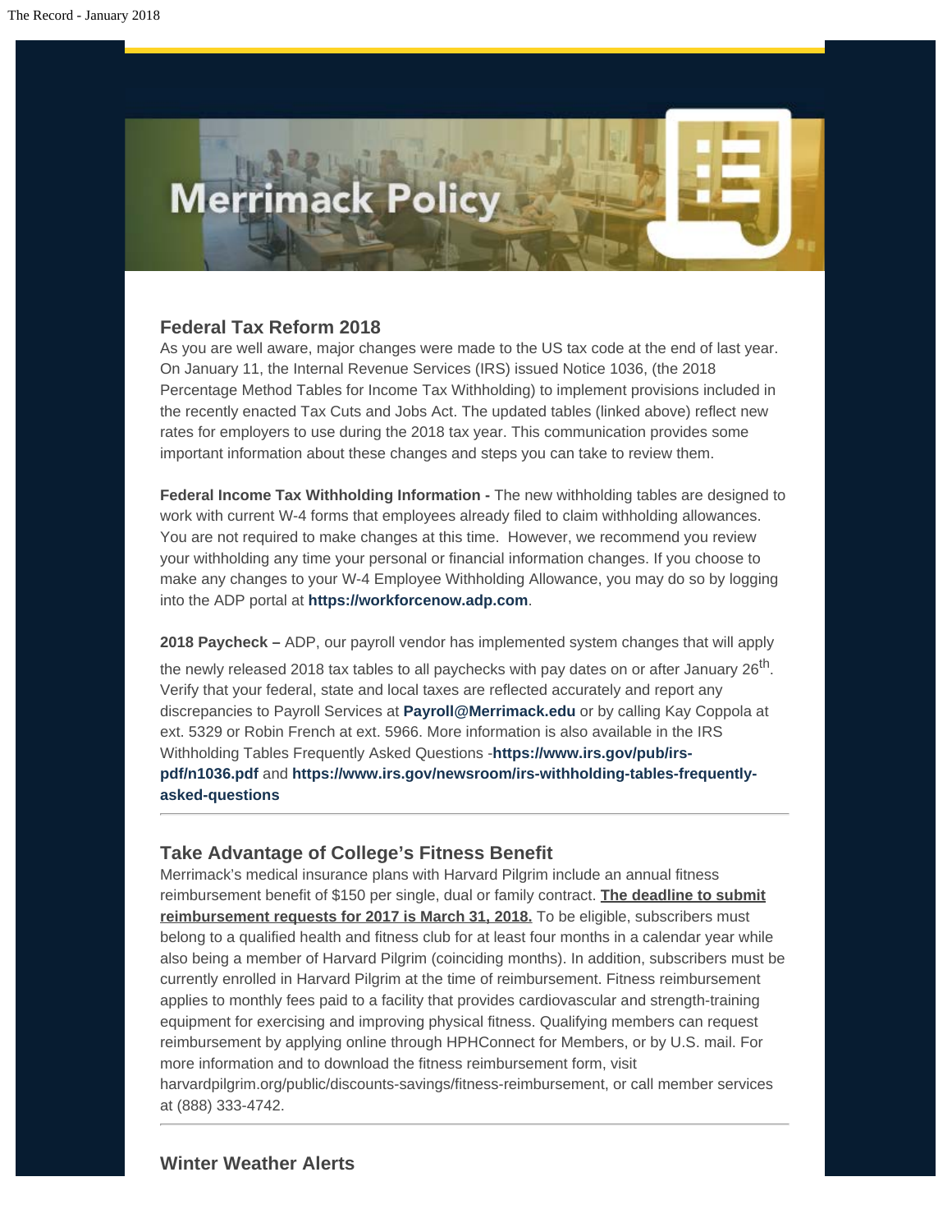# Merrimack Policy

## Federal Tax Reform 2018

As you are well aware, major changes were made to the US tax code at the end of last year. On January 11, the Internal Revenue Services (IRS) issued Notice 1036, (the 2018 Percentage Method Tables for Income Tax Withholding) to implement provisions included in the recently enacted Tax Cuts and Jobs Act. The updated tables (linked above) reflect new rates for employers to use during the 2018 tax year. This communication provides some important information about these changes and steps you can take to review them.

**Federal Income Tax Withholding Information -** The new withholding tables are designed to work with current W-4 forms that employees already filed to claim withholding allowances. You are not required to make changes at this time. However, we recommend you review your withholding any time your personal or financial information changes. If you choose to make any changes to your W-4 Employee Withholding Allowance, you may do so by logging into the ADP portal at **https://workforcenow.adp.com**.

**2018 Paycheck –** ADP, our payroll vendor has implemented system changes that will apply the newly released 2018 tax tables to all paychecks with pay dates on or after January 26th. Verify that your federal, state and local taxes are reflected accurately and report any discrepancies to Payroll Services at **Payroll@Merrimack.edu** or by calling Kay Coppola at ext. 5329 or Robin French at ext. 5966. More information is also available in the IRS Withholding Tables Frequently Asked Questions -**https://www.irs.gov/pub/irs-pdf/n1036.pdf** and **https://www.irs.gov/newsroom/irs-withholding-tables-frequently-asked-questions**

---

## Take Advantage of College's Fitness Benefit

Merrimack's medical insurance plans with Harvard Pilgrim include an annual fitness reimbursement benefit of $150 per single, dual or family contract. **The deadline to submit reimbursement requests for 2017 is March 31, 2018.** To be eligible, subscribers must belong to a qualified health and fitness club for at least four months in a calendar year while also being a member of Harvard Pilgrim (coinciding months). In addition, subscribers must be currently enrolled in Harvard Pilgrim at the time of reimbursement. Fitness reimbursement applies to monthly fees paid to a facility that provides cardiovascular and strength-training equipment for exercising and improving physical fitness. Qualifying members can request reimbursement by applying online through HPHConnect for Members, or by U.S. mail. For more information and to download the fitness reimbursement form, visit harvardpilgrim.org/public/discounts-savings/fitness-reimbursement, or call member services at (888) 333-4742.

---

## Winter Weather Alerts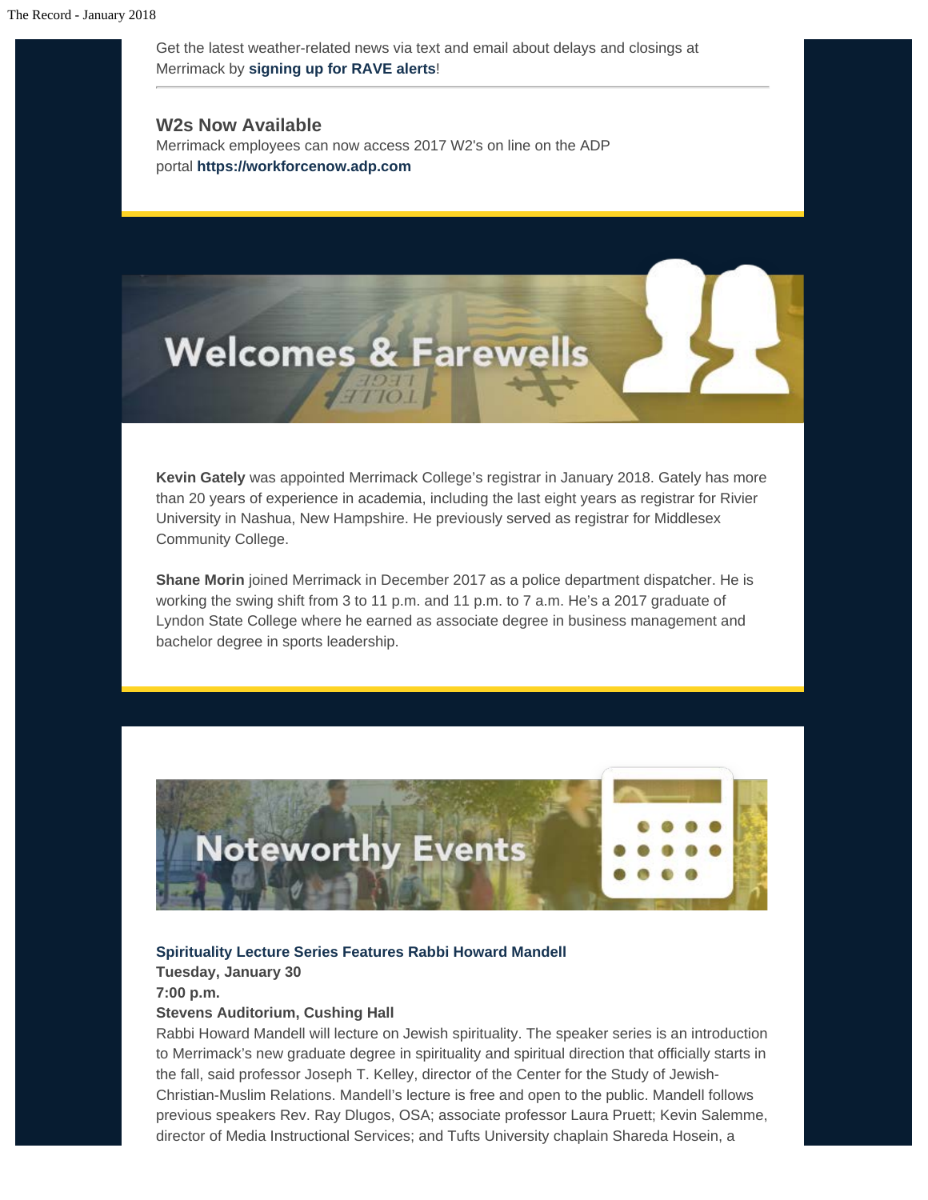Get the latest weather-related news via text and email about delays and closings at Merrimack by **signing up for RAVE alerts**!

### W2s Now Available

Merrimack employees can now access 2017 W2's on line on the ADP portal **https://workforcenow.adp.com**

## Welcomes & Farewells

**Kevin Gately** was appointed Merrimack College's registrar in January 2018. Gately has more than 20 years of experience in academia, including the last eight years as registrar for Rivier University in Nashua, New Hampshire. He previously served as registrar for Middlesex Community College.

**Shane Morin** joined Merrimack in December 2017 as a police department dispatcher. He is working the swing shift from 3 to 11 p.m. and 11 p.m. to 7 a.m. He's a 2017 graduate of Lyndon State College where he earned as associate degree in business management and bachelor degree in sports leadership.

## Noteworthy Events

**Spirituality Lecture Series Features Rabbi Howard Mandell**
**Tuesday, January 30**
**7:00 p.m.**
**Stevens Auditorium, Cushing Hall**

Rabbi Howard Mandell will lecture on Jewish spirituality. The speaker series is an introduction to Merrimack's new graduate degree in spirituality and spiritual direction that officially starts in the fall, said professor Joseph T. Kelley, director of the Center for the Study of Jewish-Christian-Muslim Relations. Mandell's lecture is free and open to the public. Mandell follows previous speakers Rev. Ray Dlugos, OSA; associate professor Laura Pruett; Kevin Salemme, director of Media Instructional Services; and Tufts University chaplain Shareda Hosein, a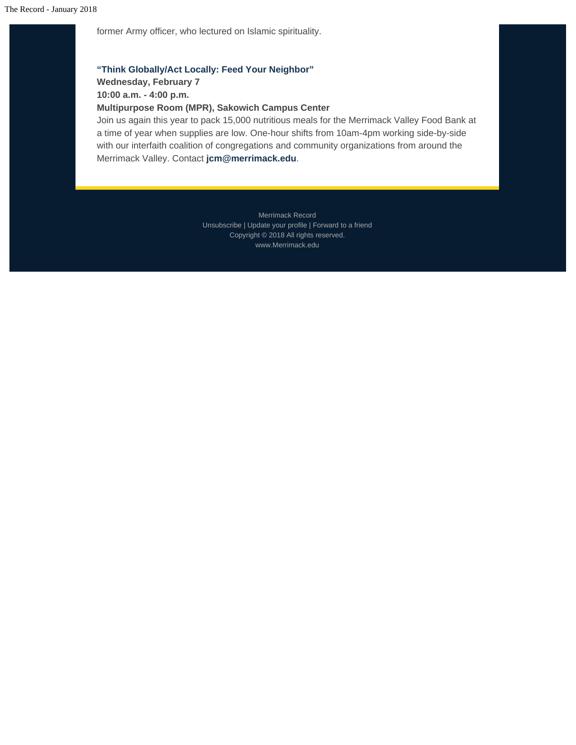former Army officer, who lectured on Islamic spirituality.

**"Think Globally/Act Locally: Feed Your Neighbor"**
**Wednesday, February 7**
**10:00 a.m. - 4:00 p.m.**
**Multipurpose Room (MPR), Sakowich Campus Center**

Join us again this year to pack 15,000 nutritious meals for the Merrimack Valley Food Bank at a time of year when supplies are low. One-hour shifts from 10am-4pm working side-by-side with our interfaith coalition of congregations and community organizations from around the Merrimack Valley. Contact **jcm@merrimack.edu**.

Merrimack Record
Unsubscribe | Update your profile | Forward to a friend
Copyright © 2018 All rights reserved.
www.Merrimack.edu